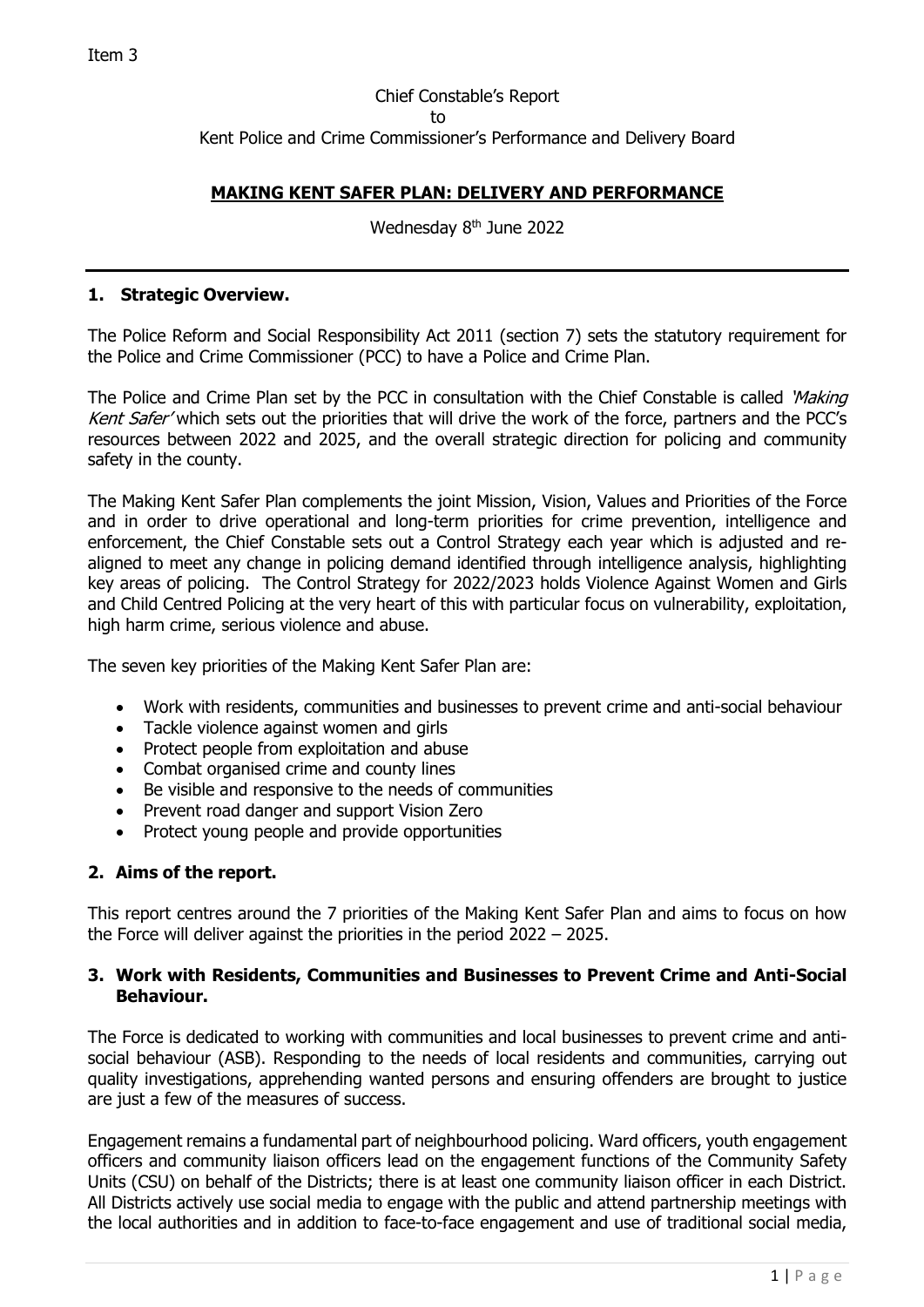Item 3

Chief Constable's Report
to
Kent Police and Crime Commissioner's Performance and Delivery Board

## MAKING KENT SAFER PLAN: DELIVERY AND PERFORMANCE

Wednesday 8th June 2022

## 1. Strategic Overview.

The Police Reform and Social Responsibility Act 2011 (section 7) sets the statutory requirement for the Police and Crime Commissioner (PCC) to have a Police and Crime Plan.

The Police and Crime Plan set by the PCC in consultation with the Chief Constable is called *'Making Kent Safer'* which sets out the priorities that will drive the work of the force, partners and the PCC's resources between 2022 and 2025, and the overall strategic direction for policing and community safety in the county.

The Making Kent Safer Plan complements the joint Mission, Vision, Values and Priorities of the Force and in order to drive operational and long-term priorities for crime prevention, intelligence and enforcement, the Chief Constable sets out a Control Strategy each year which is adjusted and re-aligned to meet any change in policing demand identified through intelligence analysis, highlighting key areas of policing. The Control Strategy for 2022/2023 holds Violence Against Women and Girls and Child Centred Policing at the very heart of this with particular focus on vulnerability, exploitation, high harm crime, serious violence and abuse.

The seven key priorities of the Making Kent Safer Plan are:

- Work with residents, communities and businesses to prevent crime and anti-social behaviour
- Tackle violence against women and girls
- Protect people from exploitation and abuse
- Combat organised crime and county lines
- Be visible and responsive to the needs of communities
- Prevent road danger and support Vision Zero
- Protect young people and provide opportunities

## 2. Aims of the report.

This report centres around the 7 priorities of the Making Kent Safer Plan and aims to focus on how the Force will deliver against the priorities in the period 2022 – 2025.

## 3. Work with Residents, Communities and Businesses to Prevent Crime and Anti-Social Behaviour.

The Force is dedicated to working with communities and local businesses to prevent crime and anti-social behaviour (ASB). Responding to the needs of local residents and communities, carrying out quality investigations, apprehending wanted persons and ensuring offenders are brought to justice are just a few of the measures of success.

Engagement remains a fundamental part of neighbourhood policing. Ward officers, youth engagement officers and community liaison officers lead on the engagement functions of the Community Safety Units (CSU) on behalf of the Districts; there is at least one community liaison officer in each District. All Districts actively use social media to engage with the public and attend partnership meetings with the local authorities and in addition to face-to-face engagement and use of traditional social media,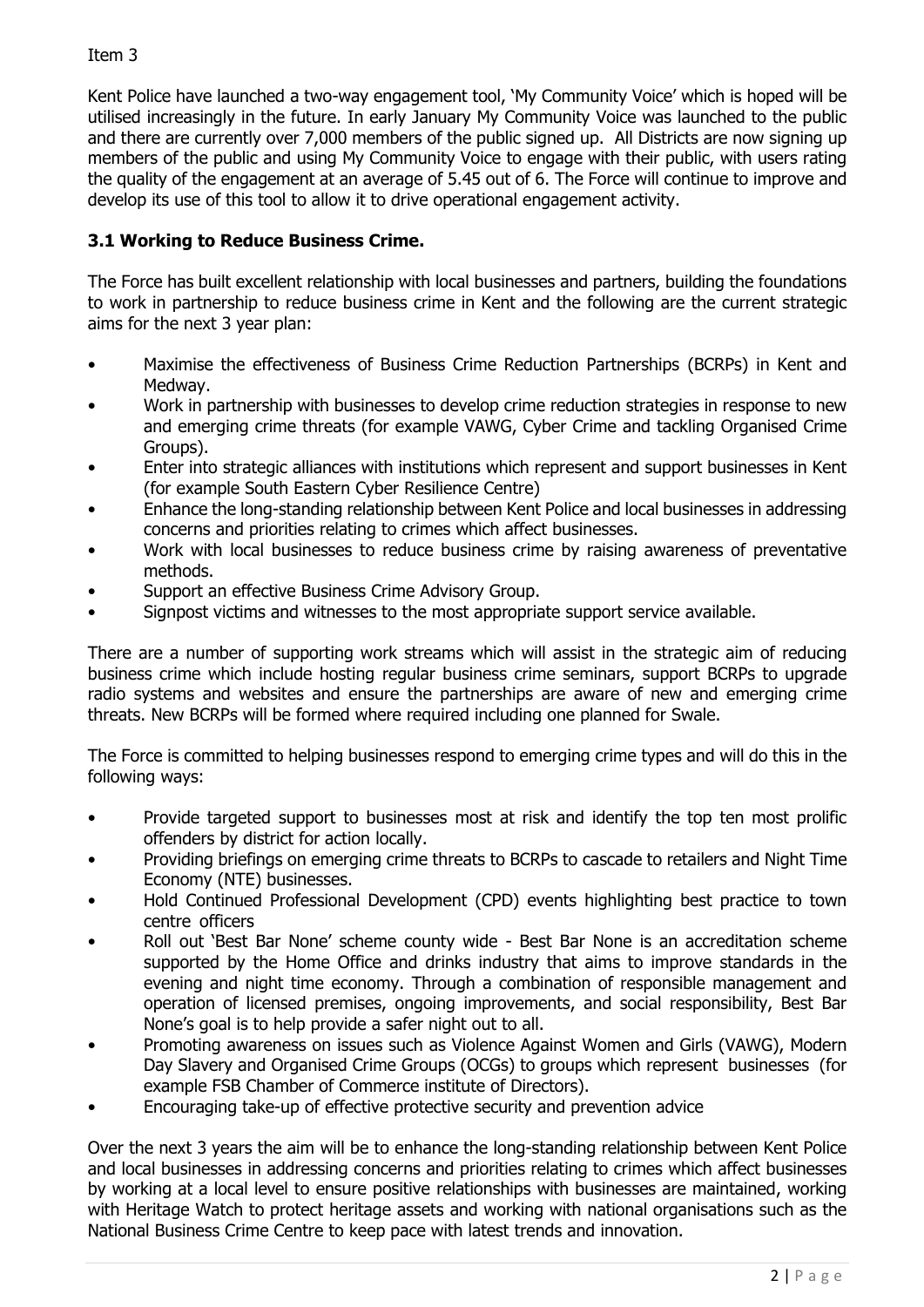Item 3

Kent Police have launched a two-way engagement tool, 'My Community Voice' which is hoped will be utilised increasingly in the future. In early January My Community Voice was launched to the public and there are currently over 7,000 members of the public signed up. All Districts are now signing up members of the public and using My Community Voice to engage with their public, with users rating the quality of the engagement at an average of 5.45 out of 6. The Force will continue to improve and develop its use of this tool to allow it to drive operational engagement activity.

### 3.1 Working to Reduce Business Crime.

The Force has built excellent relationship with local businesses and partners, building the foundations to work in partnership to reduce business crime in Kent and the following are the current strategic aims for the next 3 year plan:

- Maximise the effectiveness of Business Crime Reduction Partnerships (BCRPs) in Kent and Medway.
- Work in partnership with businesses to develop crime reduction strategies in response to new and emerging crime threats (for example VAWG, Cyber Crime and tackling Organised Crime Groups).
- Enter into strategic alliances with institutions which represent and support businesses in Kent (for example South Eastern Cyber Resilience Centre)
- Enhance the long-standing relationship between Kent Police and local businesses in addressing concerns and priorities relating to crimes which affect businesses.
- Work with local businesses to reduce business crime by raising awareness of preventative methods.
- Support an effective Business Crime Advisory Group.
- Signpost victims and witnesses to the most appropriate support service available.

There are a number of supporting work streams which will assist in the strategic aim of reducing business crime which include hosting regular business crime seminars, support BCRPs to upgrade radio systems and websites and ensure the partnerships are aware of new and emerging crime threats. New BCRPs will be formed where required including one planned for Swale.

The Force is committed to helping businesses respond to emerging crime types and will do this in the following ways:

- Provide targeted support to businesses most at risk and identify the top ten most prolific offenders by district for action locally.
- Providing briefings on emerging crime threats to BCRPs to cascade to retailers and Night Time Economy (NTE) businesses.
- Hold Continued Professional Development (CPD) events highlighting best practice to town centre officers
- Roll out 'Best Bar None' scheme county wide - Best Bar None is an accreditation scheme supported by the Home Office and drinks industry that aims to improve standards in the evening and night time economy. Through a combination of responsible management and operation of licensed premises, ongoing improvements, and social responsibility, Best Bar None's goal is to help provide a safer night out to all.
- Promoting awareness on issues such as Violence Against Women and Girls (VAWG), Modern Day Slavery and Organised Crime Groups (OCGs) to groups which represent businesses (for example FSB Chamber of Commerce institute of Directors).
- Encouraging take-up of effective protective security and prevention advice

Over the next 3 years the aim will be to enhance the long-standing relationship between Kent Police and local businesses in addressing concerns and priorities relating to crimes which affect businesses by working at a local level to ensure positive relationships with businesses are maintained, working with Heritage Watch to protect heritage assets and working with national organisations such as the National Business Crime Centre to keep pace with latest trends and innovation.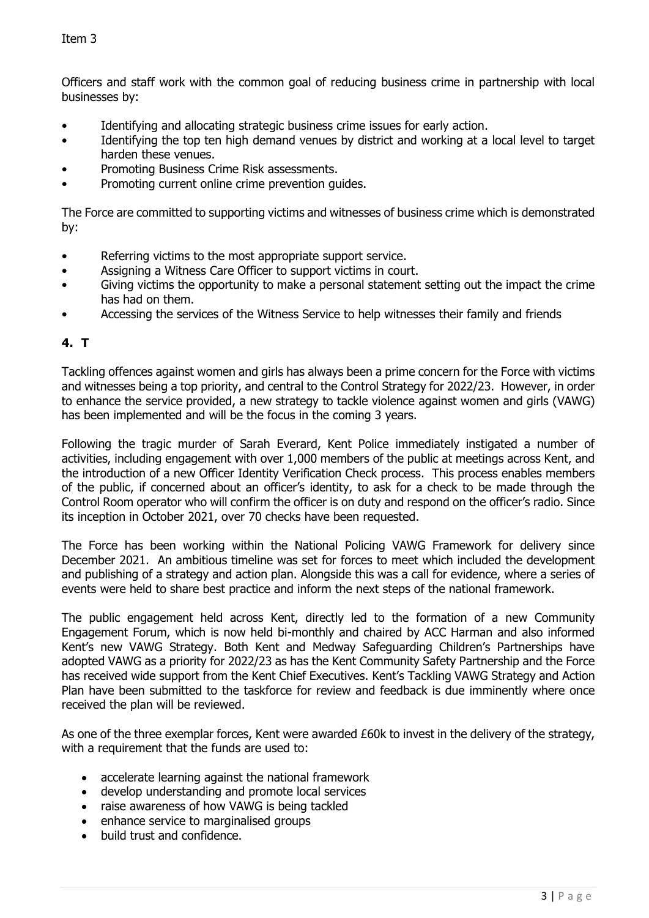Item 3

Officers and staff work with the common goal of reducing business crime in partnership with local businesses by:

- Identifying and allocating strategic business crime issues for early action.
- Identifying the top ten high demand venues by district and working at a local level to target harden these venues.
- Promoting Business Crime Risk assessments.
- Promoting current online crime prevention guides.

The Force are committed to supporting victims and witnesses of business crime which is demonstrated by:

- Referring victims to the most appropriate support service.
- Assigning a Witness Care Officer to support victims in court.
- Giving victims the opportunity to make a personal statement setting out the impact the crime has had on them.
- Accessing the services of the Witness Service to help witnesses their family and friends

## 4. T

Tackling offences against women and girls has always been a prime concern for the Force with victims and witnesses being a top priority, and central to the Control Strategy for 2022/23. However, in order to enhance the service provided, a new strategy to tackle violence against women and girls (VAWG) has been implemented and will be the focus in the coming 3 years.

Following the tragic murder of Sarah Everard, Kent Police immediately instigated a number of activities, including engagement with over 1,000 members of the public at meetings across Kent, and the introduction of a new Officer Identity Verification Check process. This process enables members of the public, if concerned about an officer's identity, to ask for a check to be made through the Control Room operator who will confirm the officer is on duty and respond on the officer's radio. Since its inception in October 2021, over 70 checks have been requested.

The Force has been working within the National Policing VAWG Framework for delivery since December 2021. An ambitious timeline was set for forces to meet which included the development and publishing of a strategy and action plan. Alongside this was a call for evidence, where a series of events were held to share best practice and inform the next steps of the national framework.

The public engagement held across Kent, directly led to the formation of a new Community Engagement Forum, which is now held bi-monthly and chaired by ACC Harman and also informed Kent's new VAWG Strategy. Both Kent and Medway Safeguarding Children's Partnerships have adopted VAWG as a priority for 2022/23 as has the Kent Community Safety Partnership and the Force has received wide support from the Kent Chief Executives. Kent's Tackling VAWG Strategy and Action Plan have been submitted to the taskforce for review and feedback is due imminently where once received the plan will be reviewed.

As one of the three exemplar forces, Kent were awarded £60k to invest in the delivery of the strategy, with a requirement that the funds are used to:

- accelerate learning against the national framework
- develop understanding and promote local services
- raise awareness of how VAWG is being tackled
- enhance service to marginalised groups
- build trust and confidence.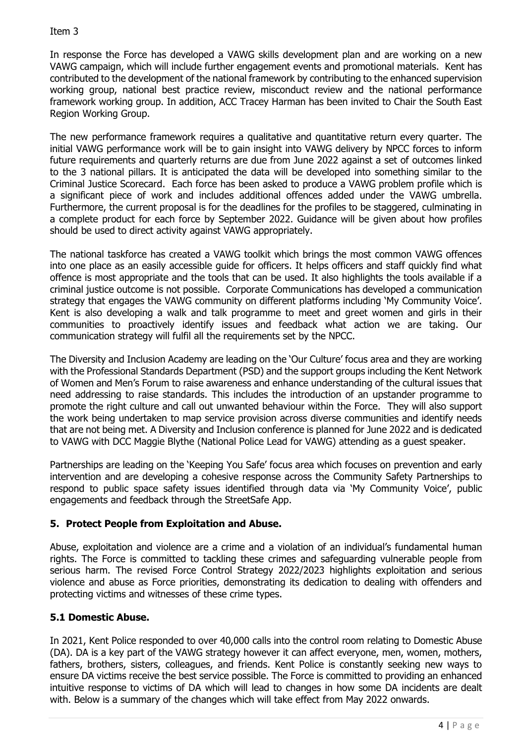Item 3

In response the Force has developed a VAWG skills development plan and are working on a new VAWG campaign, which will include further engagement events and promotional materials. Kent has contributed to the development of the national framework by contributing to the enhanced supervision working group, national best practice review, misconduct review and the national performance framework working group. In addition, ACC Tracey Harman has been invited to Chair the South East Region Working Group.

The new performance framework requires a qualitative and quantitative return every quarter. The initial VAWG performance work will be to gain insight into VAWG delivery by NPCC forces to inform future requirements and quarterly returns are due from June 2022 against a set of outcomes linked to the 3 national pillars. It is anticipated the data will be developed into something similar to the Criminal Justice Scorecard. Each force has been asked to produce a VAWG problem profile which is a significant piece of work and includes additional offences added under the VAWG umbrella. Furthermore, the current proposal is for the deadlines for the profiles to be staggered, culminating in a complete product for each force by September 2022. Guidance will be given about how profiles should be used to direct activity against VAWG appropriately.

The national taskforce has created a VAWG toolkit which brings the most common VAWG offences into one place as an easily accessible guide for officers. It helps officers and staff quickly find what offence is most appropriate and the tools that can be used. It also highlights the tools available if a criminal justice outcome is not possible. Corporate Communications has developed a communication strategy that engages the VAWG community on different platforms including 'My Community Voice'. Kent is also developing a walk and talk programme to meet and greet women and girls in their communities to proactively identify issues and feedback what action we are taking. Our communication strategy will fulfil all the requirements set by the NPCC.

The Diversity and Inclusion Academy are leading on the 'Our Culture' focus area and they are working with the Professional Standards Department (PSD) and the support groups including the Kent Network of Women and Men's Forum to raise awareness and enhance understanding of the cultural issues that need addressing to raise standards. This includes the introduction of an upstander programme to promote the right culture and call out unwanted behaviour within the Force. They will also support the work being undertaken to map service provision across diverse communities and identify needs that are not being met. A Diversity and Inclusion conference is planned for June 2022 and is dedicated to VAWG with DCC Maggie Blythe (National Police Lead for VAWG) attending as a guest speaker.

Partnerships are leading on the 'Keeping You Safe' focus area which focuses on prevention and early intervention and are developing a cohesive response across the Community Safety Partnerships to respond to public space safety issues identified through data via 'My Community Voice', public engagements and feedback through the StreetSafe App.

## 5. Protect People from Exploitation and Abuse.

Abuse, exploitation and violence are a crime and a violation of an individual's fundamental human rights. The Force is committed to tackling these crimes and safeguarding vulnerable people from serious harm. The revised Force Control Strategy 2022/2023 highlights exploitation and serious violence and abuse as Force priorities, demonstrating its dedication to dealing with offenders and protecting victims and witnesses of these crime types.

### 5.1 Domestic Abuse.

In 2021, Kent Police responded to over 40,000 calls into the control room relating to Domestic Abuse (DA). DA is a key part of the VAWG strategy however it can affect everyone, men, women, mothers, fathers, brothers, sisters, colleagues, and friends. Kent Police is constantly seeking new ways to ensure DA victims receive the best service possible. The Force is committed to providing an enhanced intuitive response to victims of DA which will lead to changes in how some DA incidents are dealt with. Below is a summary of the changes which will take effect from May 2022 onwards.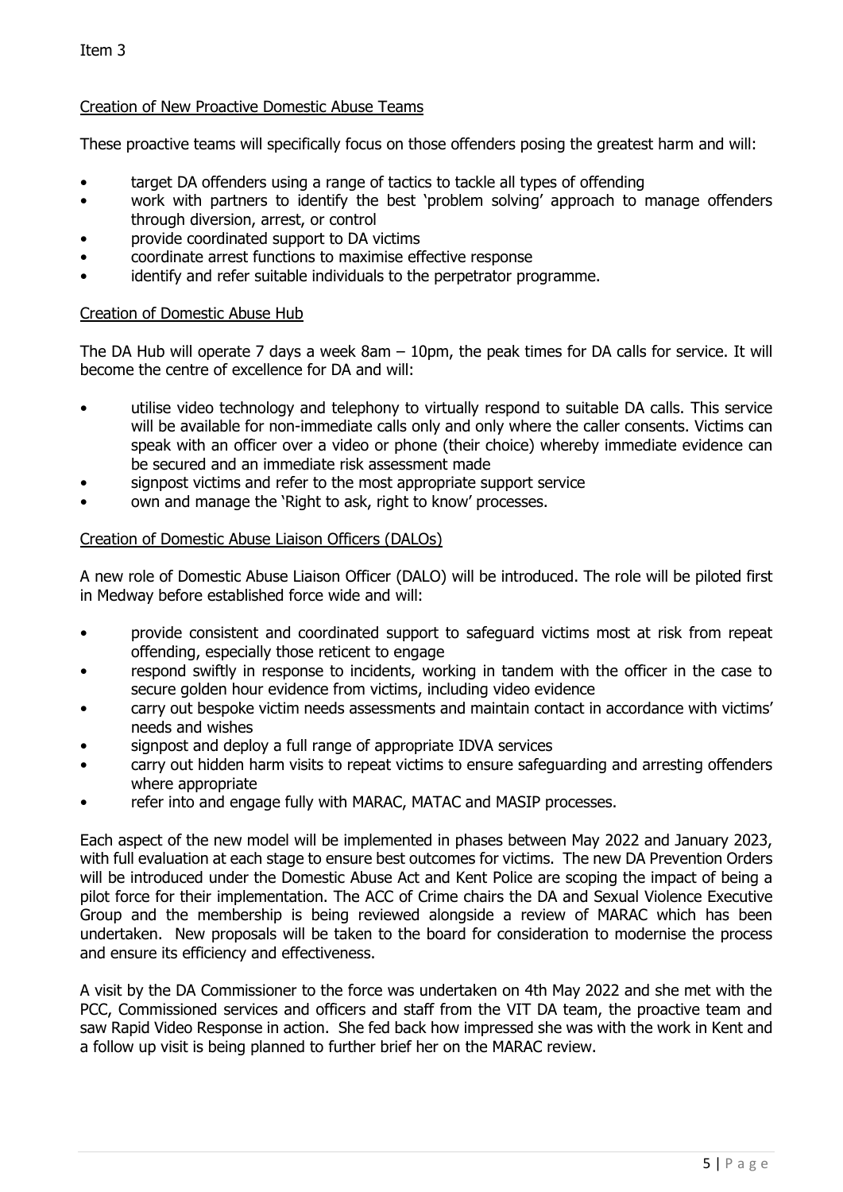Item 3

## Creation of New Proactive Domestic Abuse Teams

These proactive teams will specifically focus on those offenders posing the greatest harm and will:

- target DA offenders using a range of tactics to tackle all types of offending
- work with partners to identify the best 'problem solving' approach to manage offenders through diversion, arrest, or control
- provide coordinated support to DA victims
- coordinate arrest functions to maximise effective response
- identify and refer suitable individuals to the perpetrator programme.

## Creation of Domestic Abuse Hub

The DA Hub will operate 7 days a week 8am – 10pm, the peak times for DA calls for service. It will become the centre of excellence for DA and will:

- utilise video technology and telephony to virtually respond to suitable DA calls. This service will be available for non-immediate calls only and only where the caller consents. Victims can speak with an officer over a video or phone (their choice) whereby immediate evidence can be secured and an immediate risk assessment made
- signpost victims and refer to the most appropriate support service
- own and manage the 'Right to ask, right to know' processes.

## Creation of Domestic Abuse Liaison Officers (DALOs)

A new role of Domestic Abuse Liaison Officer (DALO) will be introduced. The role will be piloted first in Medway before established force wide and will:

- provide consistent and coordinated support to safeguard victims most at risk from repeat offending, especially those reticent to engage
- respond swiftly in response to incidents, working in tandem with the officer in the case to secure golden hour evidence from victims, including video evidence
- carry out bespoke victim needs assessments and maintain contact in accordance with victims' needs and wishes
- signpost and deploy a full range of appropriate IDVA services
- carry out hidden harm visits to repeat victims to ensure safeguarding and arresting offenders where appropriate
- refer into and engage fully with MARAC, MATAC and MASIP processes.

Each aspect of the new model will be implemented in phases between May 2022 and January 2023, with full evaluation at each stage to ensure best outcomes for victims. The new DA Prevention Orders will be introduced under the Domestic Abuse Act and Kent Police are scoping the impact of being a pilot force for their implementation. The ACC of Crime chairs the DA and Sexual Violence Executive Group and the membership is being reviewed alongside a review of MARAC which has been undertaken. New proposals will be taken to the board for consideration to modernise the process and ensure its efficiency and effectiveness.

A visit by the DA Commissioner to the force was undertaken on 4th May 2022 and she met with the PCC, Commissioned services and officers and staff from the VIT DA team, the proactive team and saw Rapid Video Response in action. She fed back how impressed she was with the work in Kent and a follow up visit is being planned to further brief her on the MARAC review.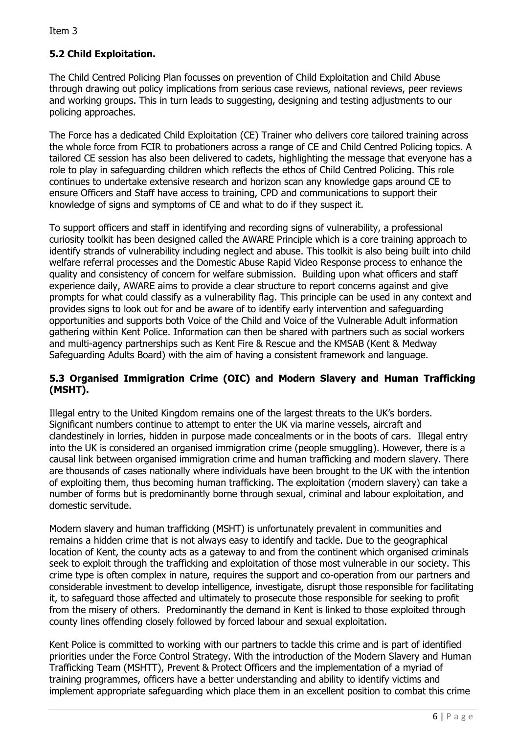Item 3

### 5.2 Child Exploitation.

The Child Centred Policing Plan focusses on prevention of Child Exploitation and Child Abuse through drawing out policy implications from serious case reviews, national reviews, peer reviews and working groups. This in turn leads to suggesting, designing and testing adjustments to our policing approaches.

The Force has a dedicated Child Exploitation (CE) Trainer who delivers core tailored training across the whole force from FCIR to probationers across a range of CE and Child Centred Policing topics. A tailored CE session has also been delivered to cadets, highlighting the message that everyone has a role to play in safeguarding children which reflects the ethos of Child Centred Policing. This role continues to undertake extensive research and horizon scan any knowledge gaps around CE to ensure Officers and Staff have access to training, CPD and communications to support their knowledge of signs and symptoms of CE and what to do if they suspect it.

To support officers and staff in identifying and recording signs of vulnerability, a professional curiosity toolkit has been designed called the AWARE Principle which is a core training approach to identify strands of vulnerability including neglect and abuse. This toolkit is also being built into child welfare referral processes and the Domestic Abuse Rapid Video Response process to enhance the quality and consistency of concern for welfare submission. Building upon what officers and staff experience daily, AWARE aims to provide a clear structure to report concerns against and give prompts for what could classify as a vulnerability flag. This principle can be used in any context and provides signs to look out for and be aware of to identify early intervention and safeguarding opportunities and supports both Voice of the Child and Voice of the Vulnerable Adult information gathering within Kent Police. Information can then be shared with partners such as social workers and multi-agency partnerships such as Kent Fire & Rescue and the KMSAB (Kent & Medway Safeguarding Adults Board) with the aim of having a consistent framework and language.

### 5.3 Organised Immigration Crime (OIC) and Modern Slavery and Human Trafficking (MSHT).

Illegal entry to the United Kingdom remains one of the largest threats to the UK's borders. Significant numbers continue to attempt to enter the UK via marine vessels, aircraft and clandestinely in lorries, hidden in purpose made concealments or in the boots of cars. Illegal entry into the UK is considered an organised immigration crime (people smuggling). However, there is a causal link between organised immigration crime and human trafficking and modern slavery. There are thousands of cases nationally where individuals have been brought to the UK with the intention of exploiting them, thus becoming human trafficking. The exploitation (modern slavery) can take a number of forms but is predominantly borne through sexual, criminal and labour exploitation, and domestic servitude.

Modern slavery and human trafficking (MSHT) is unfortunately prevalent in communities and remains a hidden crime that is not always easy to identify and tackle. Due to the geographical location of Kent, the county acts as a gateway to and from the continent which organised criminals seek to exploit through the trafficking and exploitation of those most vulnerable in our society. This crime type is often complex in nature, requires the support and co-operation from our partners and considerable investment to develop intelligence, investigate, disrupt those responsible for facilitating it, to safeguard those affected and ultimately to prosecute those responsible for seeking to profit from the misery of others. Predominantly the demand in Kent is linked to those exploited through county lines offending closely followed by forced labour and sexual exploitation.

Kent Police is committed to working with our partners to tackle this crime and is part of identified priorities under the Force Control Strategy. With the introduction of the Modern Slavery and Human Trafficking Team (MSHTT), Prevent & Protect Officers and the implementation of a myriad of training programmes, officers have a better understanding and ability to identify victims and implement appropriate safeguarding which place them in an excellent position to combat this crime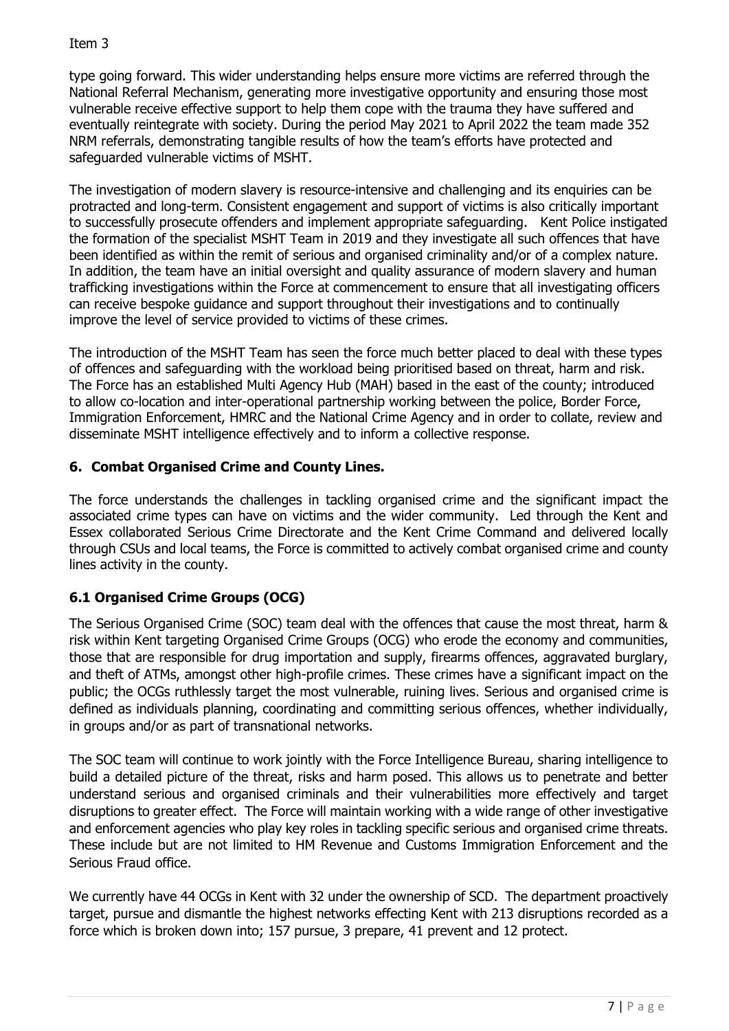type going forward. This wider understanding helps ensure more victims are referred through the National Referral Mechanism, generating more investigative opportunity and ensuring those most vulnerable receive effective support to help them cope with the trauma they have suffered and eventually reintegrate with society. During the period May 2021 to April 2022 the team made 352 NRM referrals, demonstrating tangible results of how the team's efforts have protected and safeguarded vulnerable victims of MSHT.

The investigation of modern slavery is resource-intensive and challenging and its enquiries can be protracted and long-term. Consistent engagement and support of victims is also critically important to successfully prosecute offenders and implement appropriate safeguarding. Kent Police instigated the formation of the specialist MSHT Team in 2019 and they investigate all such offences that have been identified as within the remit of serious and organised criminality and/or of a complex nature. In addition, the team have an initial oversight and quality assurance of modern slavery and human trafficking investigations within the Force at commencement to ensure that all investigating officers can receive bespoke guidance and support throughout their investigations and to continually improve the level of service provided to victims of these crimes.

The introduction of the MSHT Team has seen the force much better placed to deal with these types of offences and safeguarding with the workload being prioritised based on threat, harm and risk. The Force has an established Multi Agency Hub (MAH) based in the east of the county; introduced to allow co-location and inter-operational partnership working between the police, Border Force, Immigration Enforcement, HMRC and the National Crime Agency and in order to collate, review and disseminate MSHT intelligence effectively and to inform a collective response.

## 6. Combat Organised Crime and County Lines.

The force understands the challenges in tackling organised crime and the significant impact the associated crime types can have on victims and the wider community. Led through the Kent and Essex collaborated Serious Crime Directorate and the Kent Crime Command and delivered locally through CSUs and local teams, the Force is committed to actively combat organised crime and county lines activity in the county.

### 6.1 Organised Crime Groups (OCG)

The Serious Organised Crime (SOC) team deal with the offences that cause the most threat, harm & risk within Kent targeting Organised Crime Groups (OCG) who erode the economy and communities, those that are responsible for drug importation and supply, firearms offences, aggravated burglary, and theft of ATMs, amongst other high-profile crimes. These crimes have a significant impact on the public; the OCGs ruthlessly target the most vulnerable, ruining lives. Serious and organised crime is defined as individuals planning, coordinating and committing serious offences, whether individually, in groups and/or as part of transnational networks.

The SOC team will continue to work jointly with the Force Intelligence Bureau, sharing intelligence to build a detailed picture of the threat, risks and harm posed. This allows us to penetrate and better understand serious and organised criminals and their vulnerabilities more effectively and target disruptions to greater effect. The Force will maintain working with a wide range of other investigative and enforcement agencies who play key roles in tackling specific serious and organised crime threats. These include but are not limited to HM Revenue and Customs Immigration Enforcement and the Serious Fraud office.

We currently have 44 OCGs in Kent with 32 under the ownership of SCD. The department proactively target, pursue and dismantle the highest networks effecting Kent with 213 disruptions recorded as a force which is broken down into; 157 pursue, 3 prepare, 41 prevent and 12 protect.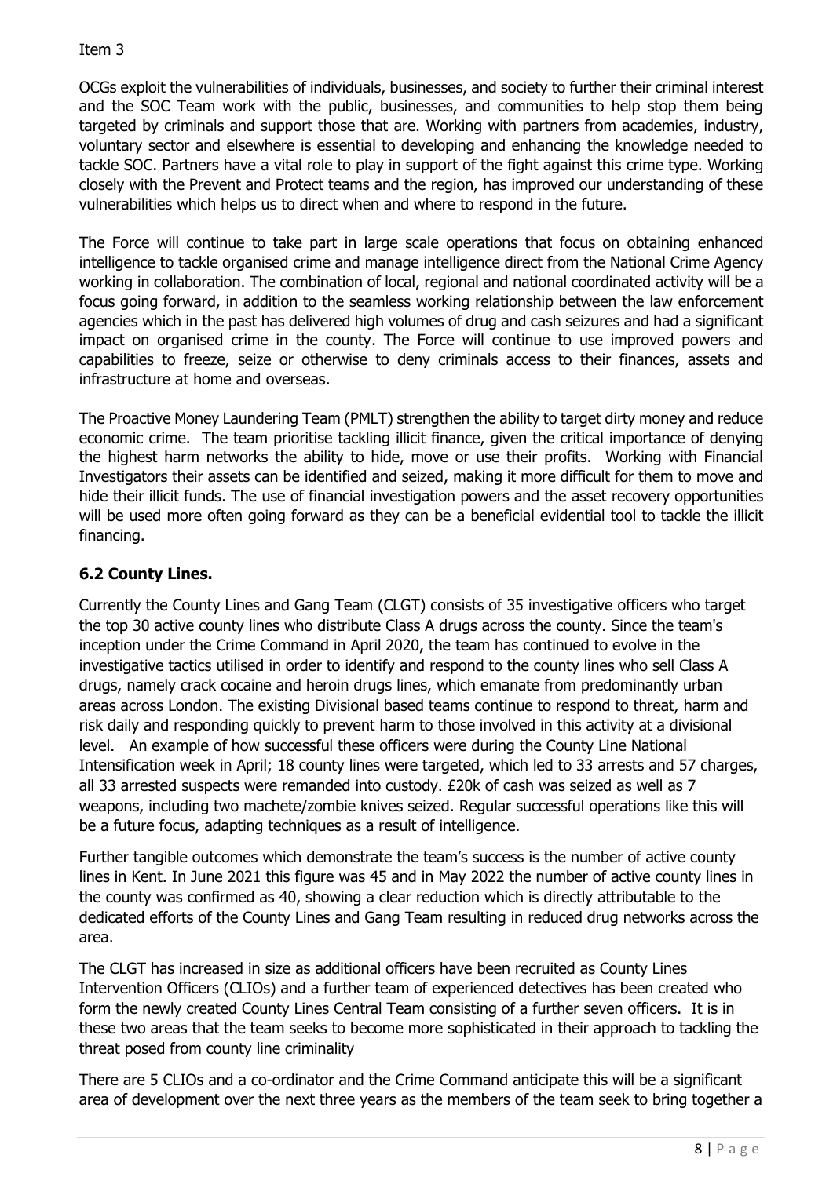OCGs exploit the vulnerabilities of individuals, businesses, and society to further their criminal interest and the SOC Team work with the public, businesses, and communities to help stop them being targeted by criminals and support those that are. Working with partners from academies, industry, voluntary sector and elsewhere is essential to developing and enhancing the knowledge needed to tackle SOC. Partners have a vital role to play in support of the fight against this crime type. Working closely with the Prevent and Protect teams and the region, has improved our understanding of these vulnerabilities which helps us to direct when and where to respond in the future.

The Force will continue to take part in large scale operations that focus on obtaining enhanced intelligence to tackle organised crime and manage intelligence direct from the National Crime Agency working in collaboration. The combination of local, regional and national coordinated activity will be a focus going forward, in addition to the seamless working relationship between the law enforcement agencies which in the past has delivered high volumes of drug and cash seizures and had a significant impact on organised crime in the county. The Force will continue to use improved powers and capabilities to freeze, seize or otherwise to deny criminals access to their finances, assets and infrastructure at home and overseas.

The Proactive Money Laundering Team (PMLT) strengthen the ability to target dirty money and reduce economic crime. The team prioritise tackling illicit finance, given the critical importance of denying the highest harm networks the ability to hide, move or use their profits. Working with Financial Investigators their assets can be identified and seized, making it more difficult for them to move and hide their illicit funds. The use of financial investigation powers and the asset recovery opportunities will be used more often going forward as they can be a beneficial evidential tool to tackle the illicit financing.

## 6.2 County Lines.

Currently the County Lines and Gang Team (CLGT) consists of 35 investigative officers who target the top 30 active county lines who distribute Class A drugs across the county. Since the team's inception under the Crime Command in April 2020, the team has continued to evolve in the investigative tactics utilised in order to identify and respond to the county lines who sell Class A drugs, namely crack cocaine and heroin drugs lines, which emanate from predominantly urban areas across London. The existing Divisional based teams continue to respond to threat, harm and risk daily and responding quickly to prevent harm to those involved in this activity at a divisional level. An example of how successful these officers were during the County Line National Intensification week in April; 18 county lines were targeted, which led to 33 arrests and 57 charges, all 33 arrested suspects were remanded into custody. £20k of cash was seized as well as 7 weapons, including two machete/zombie knives seized. Regular successful operations like this will be a future focus, adapting techniques as a result of intelligence.

Further tangible outcomes which demonstrate the team's success is the number of active county lines in Kent. In June 2021 this figure was 45 and in May 2022 the number of active county lines in the county was confirmed as 40, showing a clear reduction which is directly attributable to the dedicated efforts of the County Lines and Gang Team resulting in reduced drug networks across the area.

The CLGT has increased in size as additional officers have been recruited as County Lines Intervention Officers (CLIOs) and a further team of experienced detectives has been created who form the newly created County Lines Central Team consisting of a further seven officers. It is in these two areas that the team seeks to become more sophisticated in their approach to tackling the threat posed from county line criminality

There are 5 CLIOs and a co-ordinator and the Crime Command anticipate this will be a significant area of development over the next three years as the members of the team seek to bring together a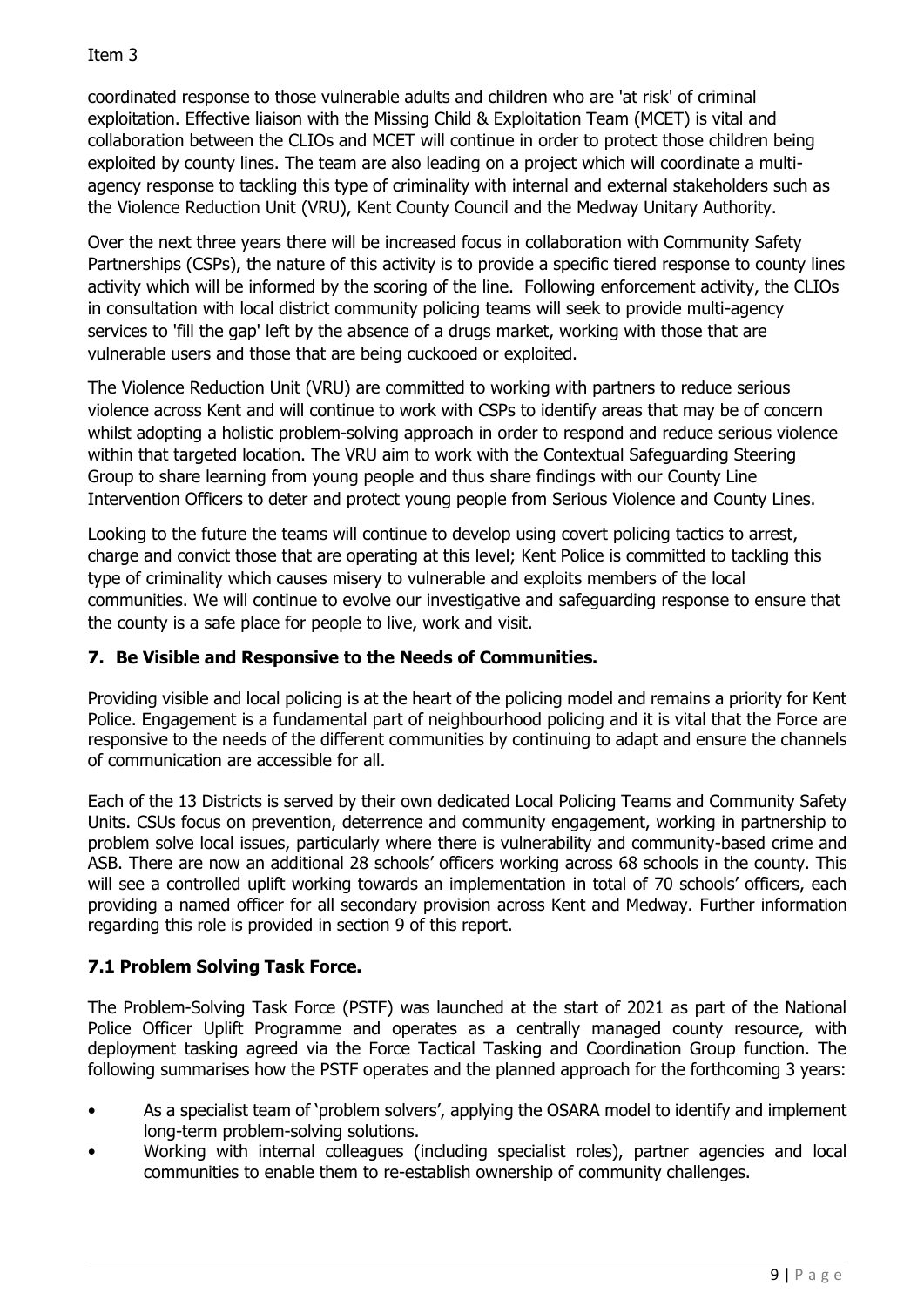coordinated response to those vulnerable adults and children who are 'at risk' of criminal exploitation. Effective liaison with the Missing Child & Exploitation Team (MCET) is vital and collaboration between the CLIOs and MCET will continue in order to protect those children being exploited by county lines. The team are also leading on a project which will coordinate a multi-agency response to tackling this type of criminality with internal and external stakeholders such as the Violence Reduction Unit (VRU), Kent County Council and the Medway Unitary Authority.

Over the next three years there will be increased focus in collaboration with Community Safety Partnerships (CSPs), the nature of this activity is to provide a specific tiered response to county lines activity which will be informed by the scoring of the line. Following enforcement activity, the CLIOs in consultation with local district community policing teams will seek to provide multi-agency services to 'fill the gap' left by the absence of a drugs market, working with those that are vulnerable users and those that are being cuckooed or exploited.

The Violence Reduction Unit (VRU) are committed to working with partners to reduce serious violence across Kent and will continue to work with CSPs to identify areas that may be of concern whilst adopting a holistic problem-solving approach in order to respond and reduce serious violence within that targeted location. The VRU aim to work with the Contextual Safeguarding Steering Group to share learning from young people and thus share findings with our County Line Intervention Officers to deter and protect young people from Serious Violence and County Lines.

Looking to the future the teams will continue to develop using covert policing tactics to arrest, charge and convict those that are operating at this level; Kent Police is committed to tackling this type of criminality which causes misery to vulnerable and exploits members of the local communities. We will continue to evolve our investigative and safeguarding response to ensure that the county is a safe place for people to live, work and visit.

## 7. Be Visible and Responsive to the Needs of Communities.

Providing visible and local policing is at the heart of the policing model and remains a priority for Kent Police. Engagement is a fundamental part of neighbourhood policing and it is vital that the Force are responsive to the needs of the different communities by continuing to adapt and ensure the channels of communication are accessible for all.

Each of the 13 Districts is served by their own dedicated Local Policing Teams and Community Safety Units. CSUs focus on prevention, deterrence and community engagement, working in partnership to problem solve local issues, particularly where there is vulnerability and community-based crime and ASB. There are now an additional 28 schools' officers working across 68 schools in the county. This will see a controlled uplift working towards an implementation in total of 70 schools' officers, each providing a named officer for all secondary provision across Kent and Medway. Further information regarding this role is provided in section 9 of this report.

### 7.1 Problem Solving Task Force.

The Problem-Solving Task Force (PSTF) was launched at the start of 2021 as part of the National Police Officer Uplift Programme and operates as a centrally managed county resource, with deployment tasking agreed via the Force Tactical Tasking and Coordination Group function. The following summarises how the PSTF operates and the planned approach for the forthcoming 3 years:

- As a specialist team of 'problem solvers', applying the OSARA model to identify and implement long-term problem-solving solutions.
- Working with internal colleagues (including specialist roles), partner agencies and local communities to enable them to re-establish ownership of community challenges.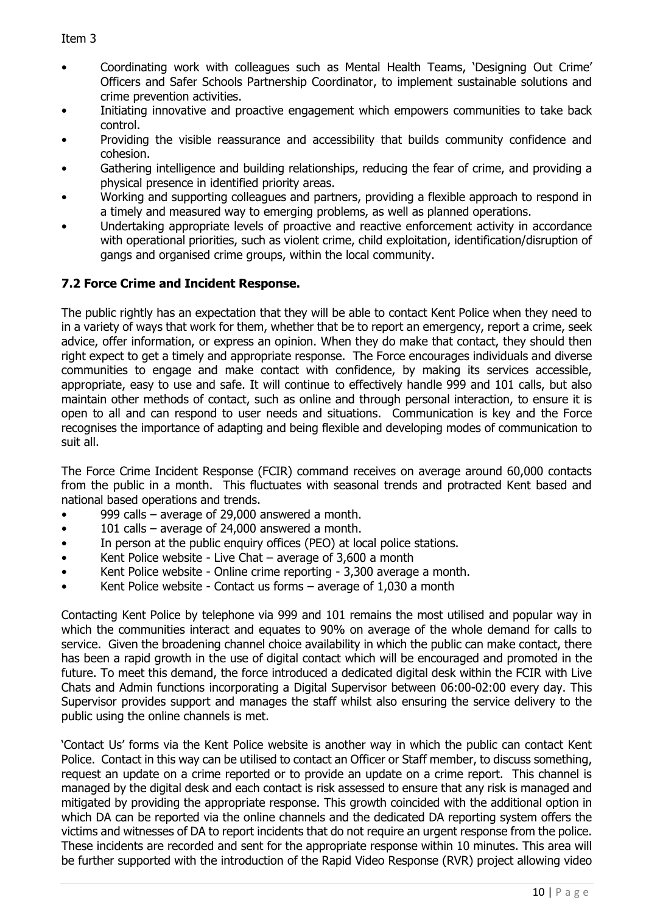- Coordinating work with colleagues such as Mental Health Teams, 'Designing Out Crime' Officers and Safer Schools Partnership Coordinator, to implement sustainable solutions and crime prevention activities.
- Initiating innovative and proactive engagement which empowers communities to take back control.
- Providing the visible reassurance and accessibility that builds community confidence and cohesion.
- Gathering intelligence and building relationships, reducing the fear of crime, and providing a physical presence in identified priority areas.
- Working and supporting colleagues and partners, providing a flexible approach to respond in a timely and measured way to emerging problems, as well as planned operations.
- Undertaking appropriate levels of proactive and reactive enforcement activity in accordance with operational priorities, such as violent crime, child exploitation, identification/disruption of gangs and organised crime groups, within the local community.

### 7.2 Force Crime and Incident Response.

The public rightly has an expectation that they will be able to contact Kent Police when they need to in a variety of ways that work for them, whether that be to report an emergency, report a crime, seek advice, offer information, or express an opinion. When they do make that contact, they should then right expect to get a timely and appropriate response. The Force encourages individuals and diverse communities to engage and make contact with confidence, by making its services accessible, appropriate, easy to use and safe. It will continue to effectively handle 999 and 101 calls, but also maintain other methods of contact, such as online and through personal interaction, to ensure it is open to all and can respond to user needs and situations. Communication is key and the Force recognises the importance of adapting and being flexible and developing modes of communication to suit all.

The Force Crime Incident Response (FCIR) command receives on average around 60,000 contacts from the public in a month. This fluctuates with seasonal trends and protracted Kent based and national based operations and trends.

- 999 calls – average of 29,000 answered a month.
- 101 calls – average of 24,000 answered a month.
- In person at the public enquiry offices (PEO) at local police stations.
- Kent Police website - Live Chat – average of 3,600 a month
- Kent Police website - Online crime reporting - 3,300 average a month.
- Kent Police website - Contact us forms – average of 1,030 a month

Contacting Kent Police by telephone via 999 and 101 remains the most utilised and popular way in which the communities interact and equates to 90% on average of the whole demand for calls to service. Given the broadening channel choice availability in which the public can make contact, there has been a rapid growth in the use of digital contact which will be encouraged and promoted in the future. To meet this demand, the force introduced a dedicated digital desk within the FCIR with Live Chats and Admin functions incorporating a Digital Supervisor between 06:00-02:00 every day. This Supervisor provides support and manages the staff whilst also ensuring the service delivery to the public using the online channels is met.

'Contact Us' forms via the Kent Police website is another way in which the public can contact Kent Police. Contact in this way can be utilised to contact an Officer or Staff member, to discuss something, request an update on a crime reported or to provide an update on a crime report. This channel is managed by the digital desk and each contact is risk assessed to ensure that any risk is managed and mitigated by providing the appropriate response. This growth coincided with the additional option in which DA can be reported via the online channels and the dedicated DA reporting system offers the victims and witnesses of DA to report incidents that do not require an urgent response from the police. These incidents are recorded and sent for the appropriate response within 10 minutes. This area will be further supported with the introduction of the Rapid Video Response (RVR) project allowing video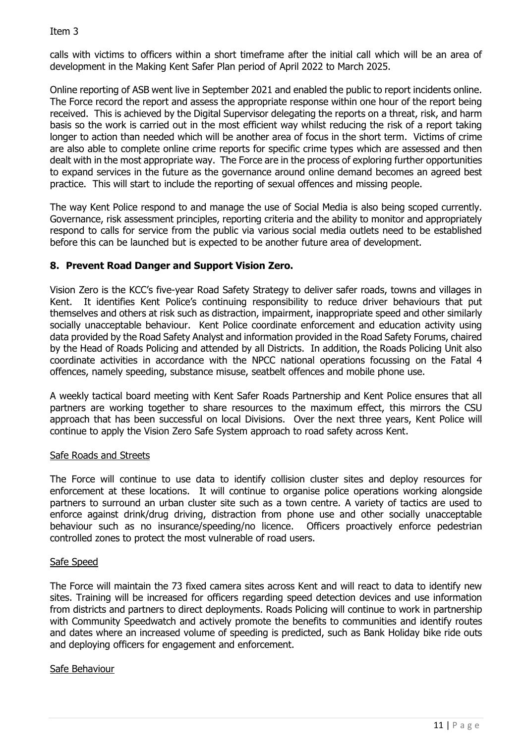calls with victims to officers within a short timeframe after the initial call which will be an area of development in the Making Kent Safer Plan period of April 2022 to March 2025.

Online reporting of ASB went live in September 2021 and enabled the public to report incidents online. The Force record the report and assess the appropriate response within one hour of the report being received. This is achieved by the Digital Supervisor delegating the reports on a threat, risk, and harm basis so the work is carried out in the most efficient way whilst reducing the risk of a report taking longer to action than needed which will be another area of focus in the short term. Victims of crime are also able to complete online crime reports for specific crime types which are assessed and then dealt with in the most appropriate way. The Force are in the process of exploring further opportunities to expand services in the future as the governance around online demand becomes an agreed best practice. This will start to include the reporting of sexual offences and missing people.

The way Kent Police respond to and manage the use of Social Media is also being scoped currently. Governance, risk assessment principles, reporting criteria and the ability to monitor and appropriately respond to calls for service from the public via various social media outlets need to be established before this can be launched but is expected to be another future area of development.

## 8. Prevent Road Danger and Support Vision Zero.

Vision Zero is the KCC's five-year Road Safety Strategy to deliver safer roads, towns and villages in Kent. It identifies Kent Police's continuing responsibility to reduce driver behaviours that put themselves and others at risk such as distraction, impairment, inappropriate speed and other similarly socially unacceptable behaviour. Kent Police coordinate enforcement and education activity using data provided by the Road Safety Analyst and information provided in the Road Safety Forums, chaired by the Head of Roads Policing and attended by all Districts. In addition, the Roads Policing Unit also coordinate activities in accordance with the NPCC national operations focussing on the Fatal 4 offences, namely speeding, substance misuse, seatbelt offences and mobile phone use.

A weekly tactical board meeting with Kent Safer Roads Partnership and Kent Police ensures that all partners are working together to share resources to the maximum effect, this mirrors the CSU approach that has been successful on local Divisions. Over the next three years, Kent Police will continue to apply the Vision Zero Safe System approach to road safety across Kent.

### Safe Roads and Streets

The Force will continue to use data to identify collision cluster sites and deploy resources for enforcement at these locations. It will continue to organise police operations working alongside partners to surround an urban cluster site such as a town centre. A variety of tactics are used to enforce against drink/drug driving, distraction from phone use and other socially unacceptable behaviour such as no insurance/speeding/no licence. Officers proactively enforce pedestrian controlled zones to protect the most vulnerable of road users.

### Safe Speed

The Force will maintain the 73 fixed camera sites across Kent and will react to data to identify new sites. Training will be increased for officers regarding speed detection devices and use information from districts and partners to direct deployments. Roads Policing will continue to work in partnership with Community Speedwatch and actively promote the benefits to communities and identify routes and dates where an increased volume of speeding is predicted, such as Bank Holiday bike ride outs and deploying officers for engagement and enforcement.

### Safe Behaviour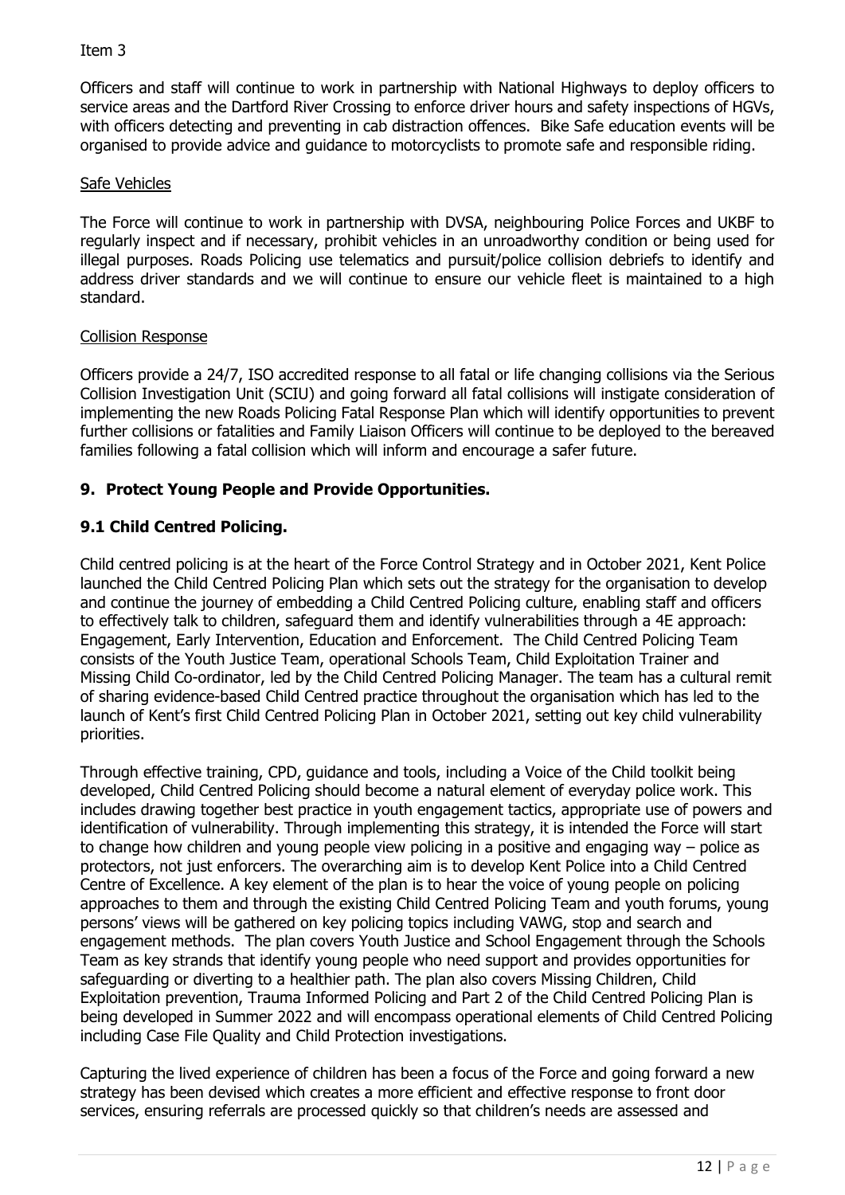Item 3

Officers and staff will continue to work in partnership with National Highways to deploy officers to service areas and the Dartford River Crossing to enforce driver hours and safety inspections of HGVs, with officers detecting and preventing in cab distraction offences. Bike Safe education events will be organised to provide advice and guidance to motorcyclists to promote safe and responsible riding.

Safe Vehicles

The Force will continue to work in partnership with DVSA, neighbouring Police Forces and UKBF to regularly inspect and if necessary, prohibit vehicles in an unroadworthy condition or being used for illegal purposes. Roads Policing use telematics and pursuit/police collision debriefs to identify and address driver standards and we will continue to ensure our vehicle fleet is maintained to a high standard.

Collision Response

Officers provide a 24/7, ISO accredited response to all fatal or life changing collisions via the Serious Collision Investigation Unit (SCIU) and going forward all fatal collisions will instigate consideration of implementing the new Roads Policing Fatal Response Plan which will identify opportunities to prevent further collisions or fatalities and Family Liaison Officers will continue to be deployed to the bereaved families following a fatal collision which will inform and encourage a safer future.

## 9. Protect Young People and Provide Opportunities.

### 9.1 Child Centred Policing.

Child centred policing is at the heart of the Force Control Strategy and in October 2021, Kent Police launched the Child Centred Policing Plan which sets out the strategy for the organisation to develop and continue the journey of embedding a Child Centred Policing culture, enabling staff and officers to effectively talk to children, safeguard them and identify vulnerabilities through a 4E approach: Engagement, Early Intervention, Education and Enforcement. The Child Centred Policing Team consists of the Youth Justice Team, operational Schools Team, Child Exploitation Trainer and Missing Child Co-ordinator, led by the Child Centred Policing Manager. The team has a cultural remit of sharing evidence-based Child Centred practice throughout the organisation which has led to the launch of Kent's first Child Centred Policing Plan in October 2021, setting out key child vulnerability priorities.

Through effective training, CPD, guidance and tools, including a Voice of the Child toolkit being developed, Child Centred Policing should become a natural element of everyday police work. This includes drawing together best practice in youth engagement tactics, appropriate use of powers and identification of vulnerability. Through implementing this strategy, it is intended the Force will start to change how children and young people view policing in a positive and engaging way – police as protectors, not just enforcers. The overarching aim is to develop Kent Police into a Child Centred Centre of Excellence. A key element of the plan is to hear the voice of young people on policing approaches to them and through the existing Child Centred Policing Team and youth forums, young persons' views will be gathered on key policing topics including VAWG, stop and search and engagement methods. The plan covers Youth Justice and School Engagement through the Schools Team as key strands that identify young people who need support and provides opportunities for safeguarding or diverting to a healthier path. The plan also covers Missing Children, Child Exploitation prevention, Trauma Informed Policing and Part 2 of the Child Centred Policing Plan is being developed in Summer 2022 and will encompass operational elements of Child Centred Policing including Case File Quality and Child Protection investigations.

Capturing the lived experience of children has been a focus of the Force and going forward a new strategy has been devised which creates a more efficient and effective response to front door services, ensuring referrals are processed quickly so that children's needs are assessed and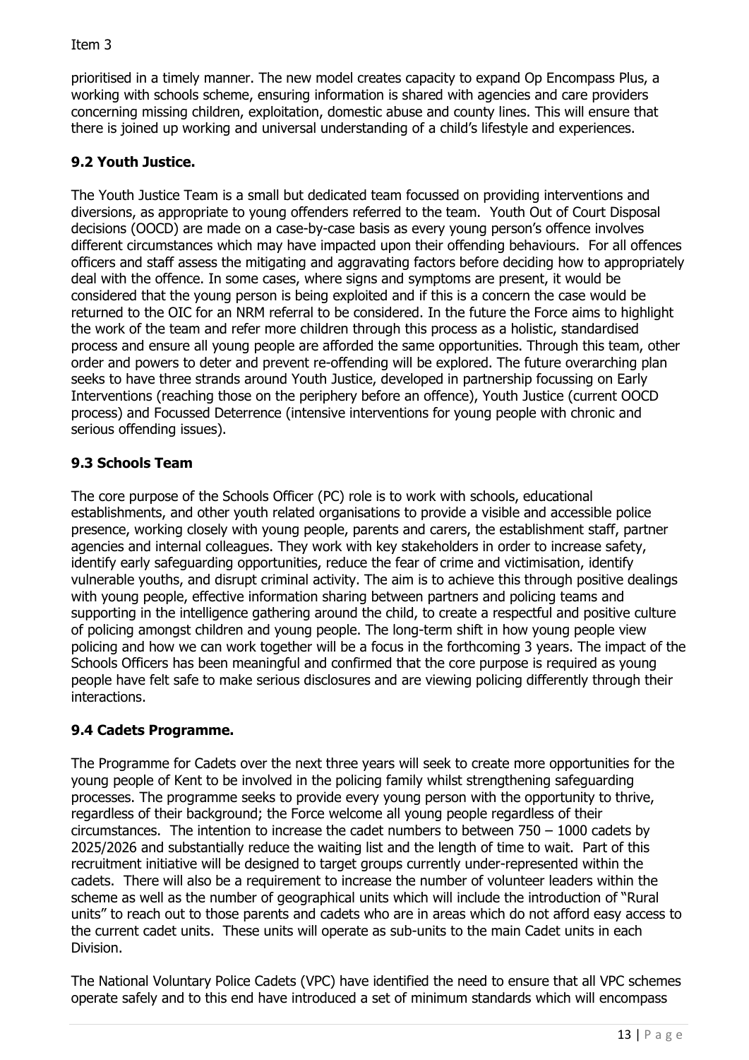prioritised in a timely manner. The new model creates capacity to expand Op Encompass Plus, a working with schools scheme, ensuring information is shared with agencies and care providers concerning missing children, exploitation, domestic abuse and county lines. This will ensure that there is joined up working and universal understanding of a child's lifestyle and experiences.

### 9.2 Youth Justice.

The Youth Justice Team is a small but dedicated team focussed on providing interventions and diversions, as appropriate to young offenders referred to the team. Youth Out of Court Disposal decisions (OOCD) are made on a case-by-case basis as every young person's offence involves different circumstances which may have impacted upon their offending behaviours. For all offences officers and staff assess the mitigating and aggravating factors before deciding how to appropriately deal with the offence. In some cases, where signs and symptoms are present, it would be considered that the young person is being exploited and if this is a concern the case would be returned to the OIC for an NRM referral to be considered. In the future the Force aims to highlight the work of the team and refer more children through this process as a holistic, standardised process and ensure all young people are afforded the same opportunities. Through this team, other order and powers to deter and prevent re-offending will be explored. The future overarching plan seeks to have three strands around Youth Justice, developed in partnership focussing on Early Interventions (reaching those on the periphery before an offence), Youth Justice (current OOCD process) and Focussed Deterrence (intensive interventions for young people with chronic and serious offending issues).

### 9.3 Schools Team

The core purpose of the Schools Officer (PC) role is to work with schools, educational establishments, and other youth related organisations to provide a visible and accessible police presence, working closely with young people, parents and carers, the establishment staff, partner agencies and internal colleagues. They work with key stakeholders in order to increase safety, identify early safeguarding opportunities, reduce the fear of crime and victimisation, identify vulnerable youths, and disrupt criminal activity. The aim is to achieve this through positive dealings with young people, effective information sharing between partners and policing teams and supporting in the intelligence gathering around the child, to create a respectful and positive culture of policing amongst children and young people. The long-term shift in how young people view policing and how we can work together will be a focus in the forthcoming 3 years. The impact of the Schools Officers has been meaningful and confirmed that the core purpose is required as young people have felt safe to make serious disclosures and are viewing policing differently through their interactions.

### 9.4 Cadets Programme.

The Programme for Cadets over the next three years will seek to create more opportunities for the young people of Kent to be involved in the policing family whilst strengthening safeguarding processes. The programme seeks to provide every young person with the opportunity to thrive, regardless of their background; the Force welcome all young people regardless of their circumstances. The intention to increase the cadet numbers to between 750 – 1000 cadets by 2025/2026 and substantially reduce the waiting list and the length of time to wait. Part of this recruitment initiative will be designed to target groups currently under-represented within the cadets. There will also be a requirement to increase the number of volunteer leaders within the scheme as well as the number of geographical units which will include the introduction of "Rural units" to reach out to those parents and cadets who are in areas which do not afford easy access to the current cadet units. These units will operate as sub-units to the main Cadet units in each Division.

The National Voluntary Police Cadets (VPC) have identified the need to ensure that all VPC schemes operate safely and to this end have introduced a set of minimum standards which will encompass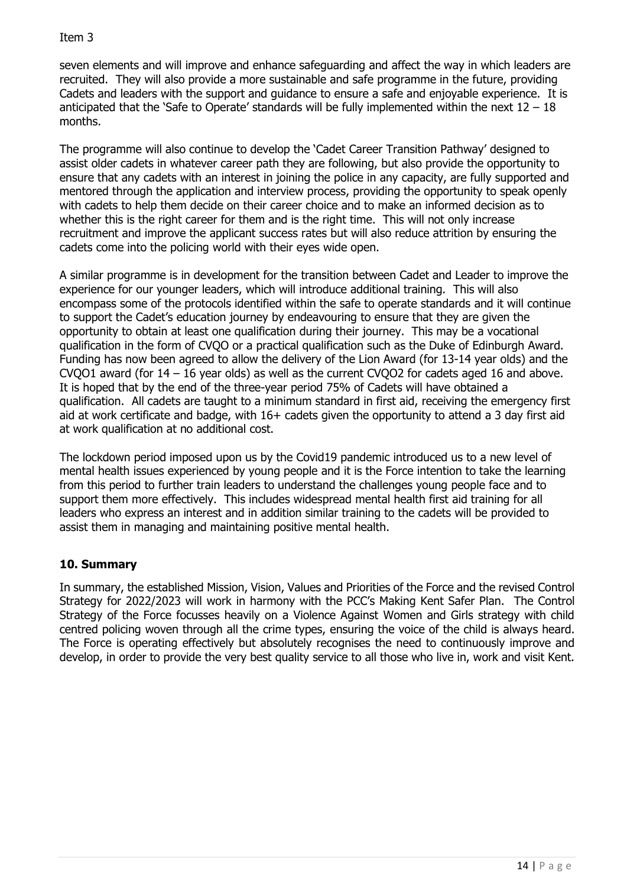seven elements and will improve and enhance safeguarding and affect the way in which leaders are recruited. They will also provide a more sustainable and safe programme in the future, providing Cadets and leaders with the support and guidance to ensure a safe and enjoyable experience. It is anticipated that the 'Safe to Operate' standards will be fully implemented within the next 12 – 18 months.

The programme will also continue to develop the 'Cadet Career Transition Pathway' designed to assist older cadets in whatever career path they are following, but also provide the opportunity to ensure that any cadets with an interest in joining the police in any capacity, are fully supported and mentored through the application and interview process, providing the opportunity to speak openly with cadets to help them decide on their career choice and to make an informed decision as to whether this is the right career for them and is the right time. This will not only increase recruitment and improve the applicant success rates but will also reduce attrition by ensuring the cadets come into the policing world with their eyes wide open.

A similar programme is in development for the transition between Cadet and Leader to improve the experience for our younger leaders, which will introduce additional training. This will also encompass some of the protocols identified within the safe to operate standards and it will continue to support the Cadet's education journey by endeavouring to ensure that they are given the opportunity to obtain at least one qualification during their journey. This may be a vocational qualification in the form of CVQO or a practical qualification such as the Duke of Edinburgh Award. Funding has now been agreed to allow the delivery of the Lion Award (for 13-14 year olds) and the CVQO1 award (for 14 – 16 year olds) as well as the current CVQO2 for cadets aged 16 and above. It is hoped that by the end of the three-year period 75% of Cadets will have obtained a qualification. All cadets are taught to a minimum standard in first aid, receiving the emergency first aid at work certificate and badge, with 16+ cadets given the opportunity to attend a 3 day first aid at work qualification at no additional cost.

The lockdown period imposed upon us by the Covid19 pandemic introduced us to a new level of mental health issues experienced by young people and it is the Force intention to take the learning from this period to further train leaders to understand the challenges young people face and to support them more effectively. This includes widespread mental health first aid training for all leaders who express an interest and in addition similar training to the cadets will be provided to assist them in managing and maintaining positive mental health.

## 10. Summary

In summary, the established Mission, Vision, Values and Priorities of the Force and the revised Control Strategy for 2022/2023 will work in harmony with the PCC's Making Kent Safer Plan. The Control Strategy of the Force focusses heavily on a Violence Against Women and Girls strategy with child centred policing woven through all the crime types, ensuring the voice of the child is always heard. The Force is operating effectively but absolutely recognises the need to continuously improve and develop, in order to provide the very best quality service to all those who live in, work and visit Kent.